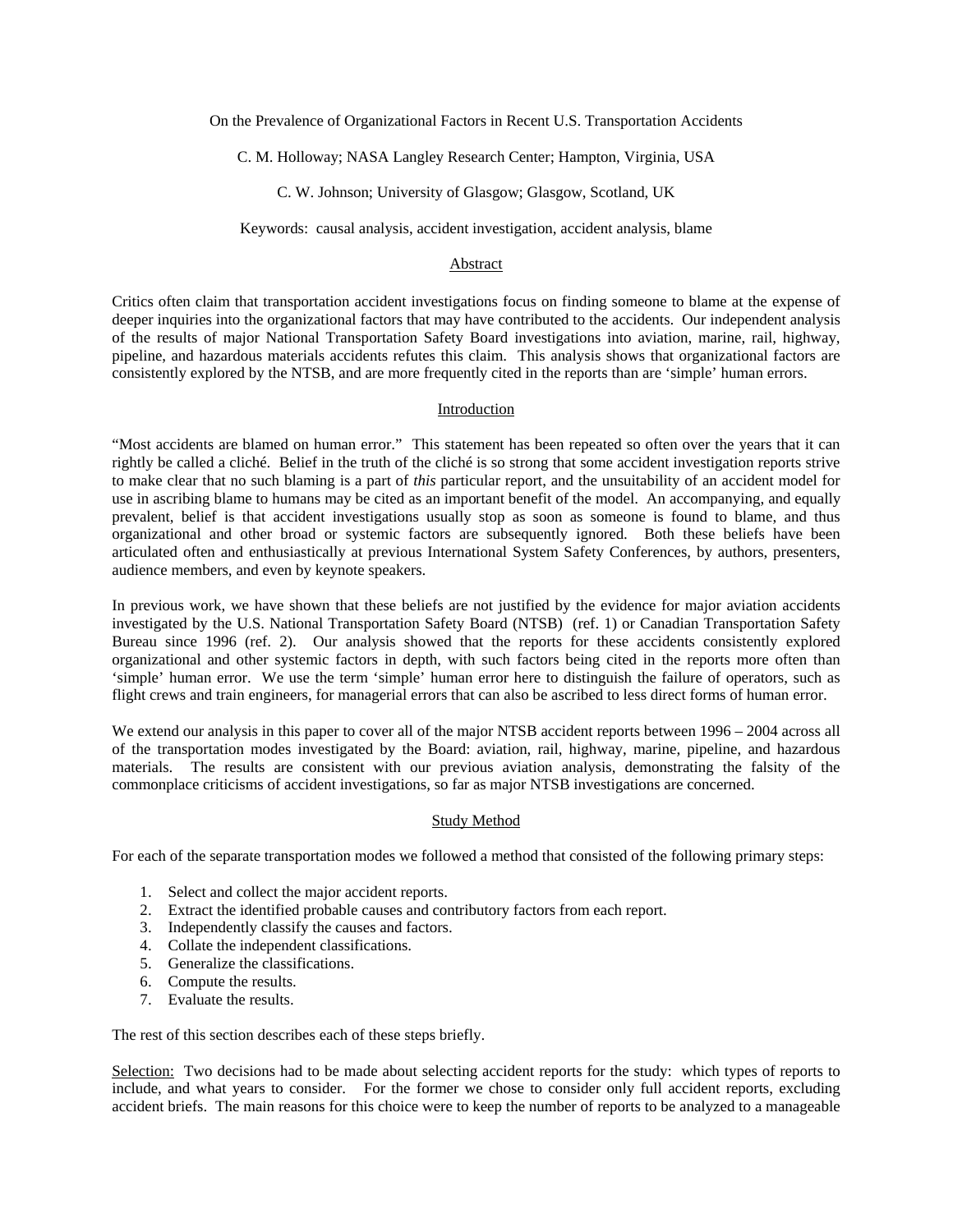# On the Prevalence of Organizational Factors in Recent U.S. Transportation Accidents

C. M. Holloway; NASA Langley Research Center; Hampton, Virginia, USA

C. W. Johnson; University of Glasgow; Glasgow, Scotland, UK

Keywords: causal analysis, accident investigation, accident analysis, blame

## Abstract

Critics often claim that transportation accident investigations focus on finding someone to blame at the expense of deeper inquiries into the organizational factors that may have contributed to the accidents. Our independent analysis of the results of major National Transportation Safety Board investigations into aviation, marine, rail, highway, pipeline, and hazardous materials accidents refutes this claim. This analysis shows that organizational factors are consistently explored by the NTSB, and are more frequently cited in the reports than are 'simple' human errors.

## Introduction

"Most accidents are blamed on human error." This statement has been repeated so often over the years that it can rightly be called a cliché. Belief in the truth of the cliché is so strong that some accident investigation reports strive to make clear that no such blaming is a part of *this* particular report, and the unsuitability of an accident model for use in ascribing blame to humans may be cited as an important benefit of the model. An accompanying, and equally prevalent, belief is that accident investigations usually stop as soon as someone is found to blame, and thus organizational and other broad or systemic factors are subsequently ignored. Both these beliefs have been articulated often and enthusiastically at previous International System Safety Conferences, by authors, presenters, audience members, and even by keynote speakers.

In previous work, we have shown that these beliefs are not justified by the evidence for major aviation accidents investigated by the U.S. National Transportation Safety Board (NTSB) (ref. 1) or Canadian Transportation Safety Bureau since 1996 (ref. 2). Our analysis showed that the reports for these accidents consistently explored organizational and other systemic factors in depth, with such factors being cited in the reports more often than 'simple' human error. We use the term 'simple' human error here to distinguish the failure of operators, such as flight crews and train engineers, for managerial errors that can also be ascribed to less direct forms of human error.

We extend our analysis in this paper to cover all of the major NTSB accident reports between 1996 – 2004 across all of the transportation modes investigated by the Board: aviation, rail, highway, marine, pipeline, and hazardous materials. The results are consistent with our previous aviation analysis, demonstrating the falsity of the commonplace criticisms of accident investigations, so far as major NTSB investigations are concerned.

## Study Method

For each of the separate transportation modes we followed a method that consisted of the following primary steps:

1. Select and collect the major accident reports.
2. Extract the identified probable causes and contributory factors from each report.
3. Independently classify the causes and factors.
4. Collate the independent classifications.
5. Generalize the classifications.
6. Compute the results.
7. Evaluate the results.

The rest of this section describes each of these steps briefly.

Selection: Two decisions had to be made about selecting accident reports for the study: which types of reports to include, and what years to consider. For the former we chose to consider only full accident reports, excluding accident briefs. The main reasons for this choice were to keep the number of reports to be analyzed to a manageable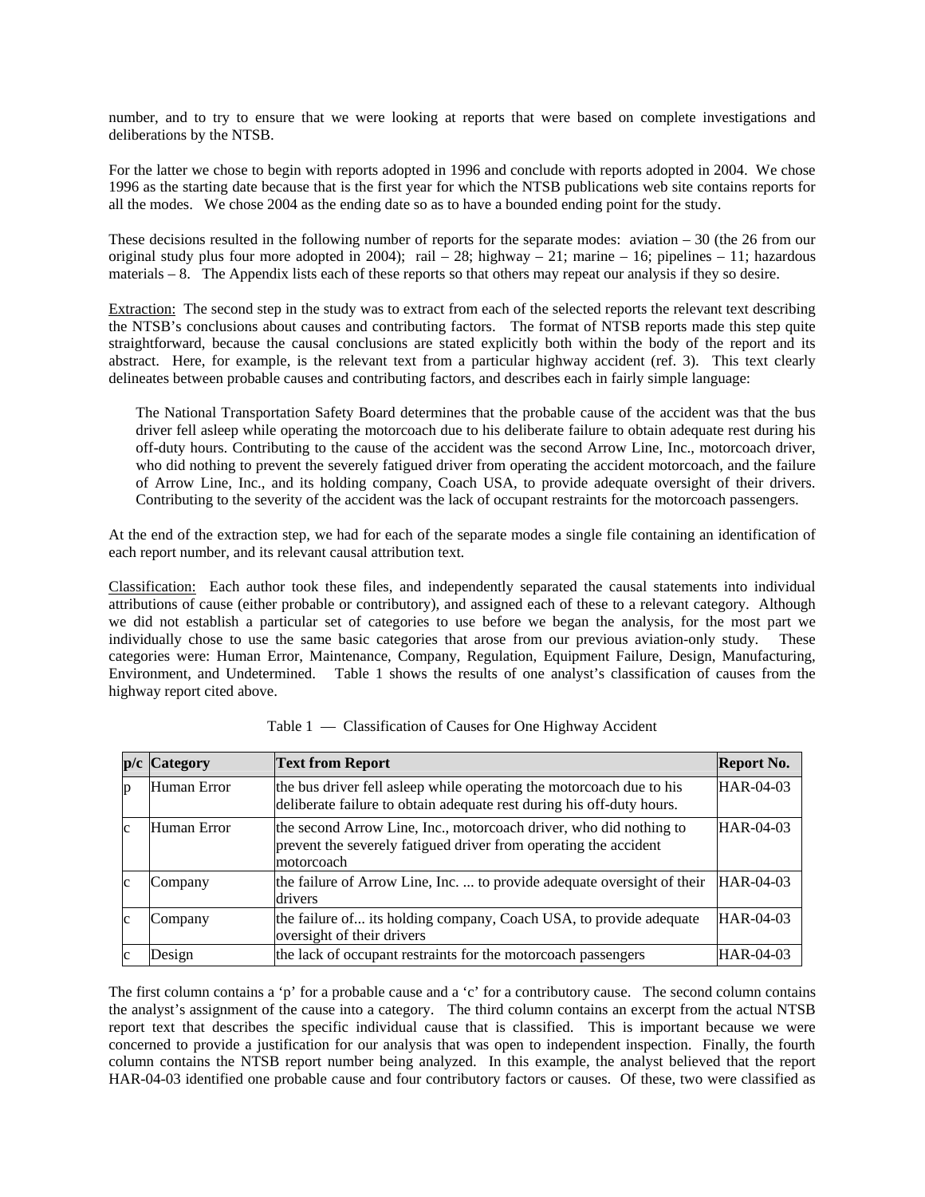number, and to try to ensure that we were looking at reports that were based on complete investigations and deliberations by the NTSB.

For the latter we chose to begin with reports adopted in 1996 and conclude with reports adopted in 2004. We chose 1996 as the starting date because that is the first year for which the NTSB publications web site contains reports for all the modes. We chose 2004 as the ending date so as to have a bounded ending point for the study.

These decisions resulted in the following number of reports for the separate modes: aviation – 30 (the 26 from our original study plus four more adopted in 2004); rail – 28; highway – 21; marine – 16; pipelines – 11; hazardous materials – 8. The Appendix lists each of these reports so that others may repeat our analysis if they so desire.

Extraction: The second step in the study was to extract from each of the selected reports the relevant text describing the NTSB's conclusions about causes and contributing factors. The format of NTSB reports made this step quite straightforward, because the causal conclusions are stated explicitly both within the body of the report and its abstract. Here, for example, is the relevant text from a particular highway accident (ref. 3). This text clearly delineates between probable causes and contributing factors, and describes each in fairly simple language:

> The National Transportation Safety Board determines that the probable cause of the accident was that the bus driver fell asleep while operating the motorcoach due to his deliberate failure to obtain adequate rest during his off-duty hours. Contributing to the cause of the accident was the second Arrow Line, Inc., motorcoach driver, who did nothing to prevent the severely fatigued driver from operating the accident motorcoach, and the failure of Arrow Line, Inc., and its holding company, Coach USA, to provide adequate oversight of their drivers. Contributing to the severity of the accident was the lack of occupant restraints for the motorcoach passengers.

At the end of the extraction step, we had for each of the separate modes a single file containing an identification of each report number, and its relevant causal attribution text.

Classification: Each author took these files, and independently separated the causal statements into individual attributions of cause (either probable or contributory), and assigned each of these to a relevant category. Although we did not establish a particular set of categories to use before we began the analysis, for the most part we individually chose to use the same basic categories that arose from our previous aviation-only study. These categories were: Human Error, Maintenance, Company, Regulation, Equipment Failure, Design, Manufacturing, Environment, and Undetermined. Table 1 shows the results of one analyst's classification of causes from the highway report cited above.

Table 1 — Classification of Causes for One Highway Accident

| p/c | Category | Text from Report | Report No. |
|---|---|---|---|
| p | Human Error | the bus driver fell asleep while operating the motorcoach due to his deliberate failure to obtain adequate rest during his off-duty hours. | HAR-04-03 |
| c | Human Error | the second Arrow Line, Inc., motorcoach driver, who did nothing to prevent the severely fatigued driver from operating the accident motorcoach | HAR-04-03 |
| c | Company | the failure of Arrow Line, Inc. ... to provide adequate oversight of their drivers | HAR-04-03 |
| c | Company | the failure of... its holding company, Coach USA, to provide adequate oversight of their drivers | HAR-04-03 |
| c | Design | the lack of occupant restraints for the motorcoach passengers | HAR-04-03 |

The first column contains a 'p' for a probable cause and a 'c' for a contributory cause. The second column contains the analyst's assignment of the cause into a category. The third column contains an excerpt from the actual NTSB report text that describes the specific individual cause that is classified. This is important because we were concerned to provide a justification for our analysis that was open to independent inspection. Finally, the fourth column contains the NTSB report number being analyzed. In this example, the analyst believed that the report HAR-04-03 identified one probable cause and four contributory factors or causes. Of these, two were classified as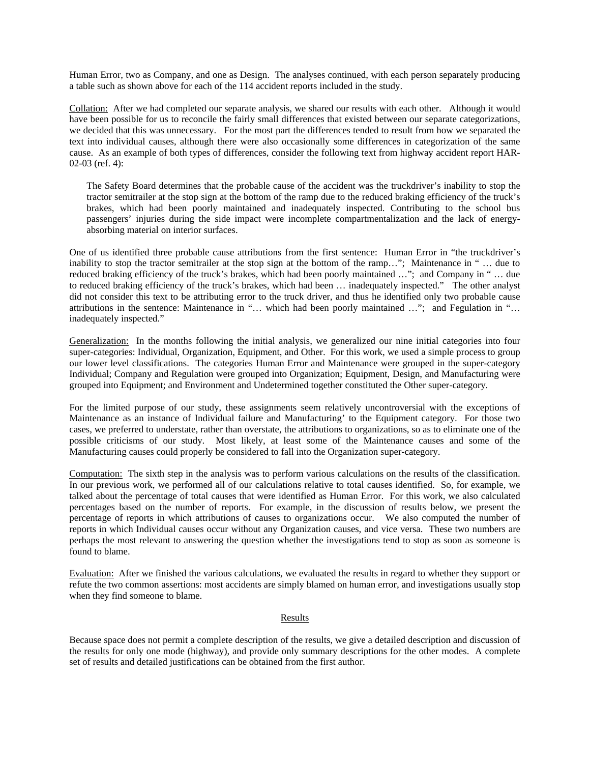Human Error, two as Company, and one as Design. The analyses continued, with each person separately producing a table such as shown above for each of the 114 accident reports included in the study.

Collation: After we had completed our separate analysis, we shared our results with each other. Although it would have been possible for us to reconcile the fairly small differences that existed between our separate categorizations, we decided that this was unnecessary. For the most part the differences tended to result from how we separated the text into individual causes, although there were also occasionally some differences in categorization of the same cause. As an example of both types of differences, consider the following text from highway accident report HAR-02-03 (ref. 4):

> The Safety Board determines that the probable cause of the accident was the truckdriver's inability to stop the tractor semitrailer at the stop sign at the bottom of the ramp due to the reduced braking efficiency of the truck's brakes, which had been poorly maintained and inadequately inspected. Contributing to the school bus passengers' injuries during the side impact were incomplete compartmentalization and the lack of energy-absorbing material on interior surfaces.

One of us identified three probable cause attributions from the first sentence: Human Error in "the truckdriver's inability to stop the tractor semitrailer at the stop sign at the bottom of the ramp…"; Maintenance in " … due to reduced braking efficiency of the truck's brakes, which had been poorly maintained …"; and Company in " … due to reduced braking efficiency of the truck's brakes, which had been … inadequately inspected." The other analyst did not consider this text to be attributing error to the truck driver, and thus he identified only two probable cause attributions in the sentence: Maintenance in "… which had been poorly maintained …"; and Fegulation in "… inadequately inspected."

Generalization: In the months following the initial analysis, we generalized our nine initial categories into four super-categories: Individual, Organization, Equipment, and Other. For this work, we used a simple process to group our lower level classifications. The categories Human Error and Maintenance were grouped in the super-category Individual; Company and Regulation were grouped into Organization; Equipment, Design, and Manufacturing were grouped into Equipment; and Environment and Undetermined together constituted the Other super-category.

For the limited purpose of our study, these assignments seem relatively uncontroversial with the exceptions of Maintenance as an instance of Individual failure and Manufacturing' to the Equipment category. For those two cases, we preferred to understate, rather than overstate, the attributions to organizations, so as to eliminate one of the possible criticisms of our study. Most likely, at least some of the Maintenance causes and some of the Manufacturing causes could properly be considered to fall into the Organization super-category.

Computation: The sixth step in the analysis was to perform various calculations on the results of the classification. In our previous work, we performed all of our calculations relative to total causes identified. So, for example, we talked about the percentage of total causes that were identified as Human Error. For this work, we also calculated percentages based on the number of reports. For example, in the discussion of results below, we present the percentage of reports in which attributions of causes to organizations occur. We also computed the number of reports in which Individual causes occur without any Organization causes, and vice versa. These two numbers are perhaps the most relevant to answering the question whether the investigations tend to stop as soon as someone is found to blame.

Evaluation: After we finished the various calculations, we evaluated the results in regard to whether they support or refute the two common assertions: most accidents are simply blamed on human error, and investigations usually stop when they find someone to blame.

## Results

Because space does not permit a complete description of the results, we give a detailed description and discussion of the results for only one mode (highway), and provide only summary descriptions for the other modes. A complete set of results and detailed justifications can be obtained from the first author.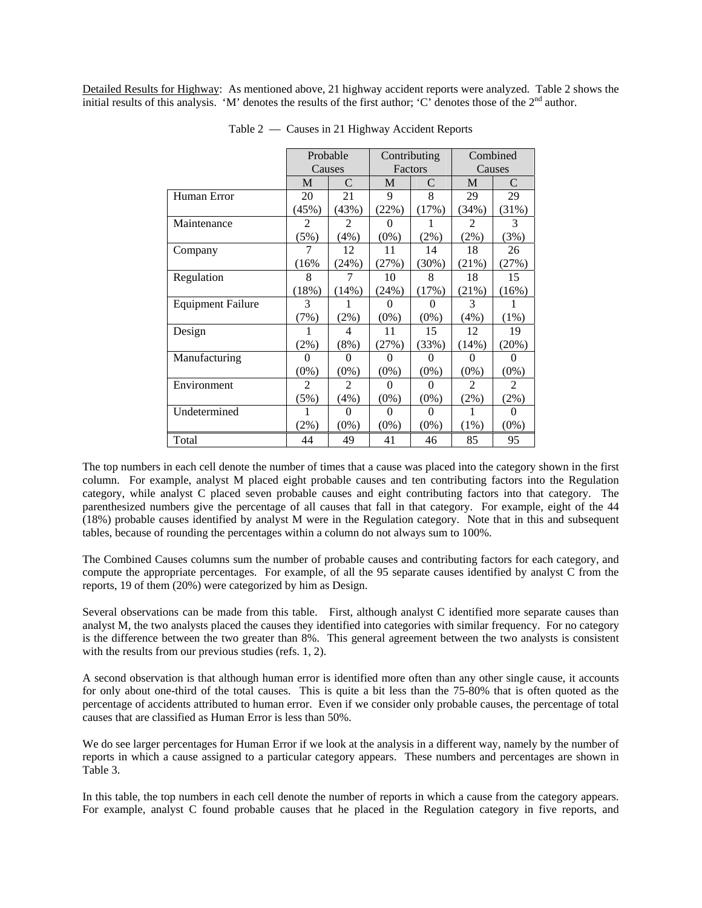Detailed Results for Highway: As mentioned above, 21 highway accident reports were analyzed. Table 2 shows the initial results of this analysis. 'M' denotes the results of the first author; 'C' denotes those of the 2nd author.

Table 2 — Causes in 21 Highway Accident Reports

| | Probable Causes | | Contributing Factors | | Combined Causes | |
|---|---|---|---|---|---|---|
| | M | C | M | C | M | C |
| Human Error | 20 (45%) | 21 (43%) | 9 (22%) | 8 (17%) | 29 (34%) | 29 (31%) |
| Maintenance | 2 (5%) | 2 (4%) | 0 (0%) | 1 (2%) | 2 (2%) | 3 (3%) |
| Company | 7 (16% | 12 (24%) | 11 (27%) | 14 (30%) | 18 (21%) | 26 (27%) |
| Regulation | 8 (18%) | 7 (14%) | 10 (24%) | 8 (17%) | 18 (21%) | 15 (16%) |
| Equipment Failure | 3 (7%) | 1 (2%) | 0 (0%) | 0 (0%) | 3 (4%) | 1 (1%) |
| Design | 1 (2%) | 4 (8%) | 11 (27%) | 15 (33%) | 12 (14%) | 19 (20%) |
| Manufacturing | 0 (0%) | 0 (0%) | 0 (0%) | 0 (0%) | 0 (0%) | 0 (0%) |
| Environment | 2 (5%) | 2 (4%) | 0 (0%) | 0 (0%) | 2 (2%) | 2 (2%) |
| Undetermined | 1 (2%) | 0 (0%) | 0 (0%) | 0 (0%) | 1 (1%) | 0 (0%) |
| Total | 44 | 49 | 41 | 46 | 85 | 95 |

The top numbers in each cell denote the number of times that a cause was placed into the category shown in the first column. For example, analyst M placed eight probable causes and ten contributing factors into the Regulation category, while analyst C placed seven probable causes and eight contributing factors into that category. The parenthesized numbers give the percentage of all causes that fall in that category. For example, eight of the 44 (18%) probable causes identified by analyst M were in the Regulation category. Note that in this and subsequent tables, because of rounding the percentages within a column do not always sum to 100%.

The Combined Causes columns sum the number of probable causes and contributing factors for each category, and compute the appropriate percentages. For example, of all the 95 separate causes identified by analyst C from the reports, 19 of them (20%) were categorized by him as Design.

Several observations can be made from this table. First, although analyst C identified more separate causes than analyst M, the two analysts placed the causes they identified into categories with similar frequency. For no category is the difference between the two greater than 8%. This general agreement between the two analysts is consistent with the results from our previous studies (refs. 1, 2).

A second observation is that although human error is identified more often than any other single cause, it accounts for only about one-third of the total causes. This is quite a bit less than the 75-80% that is often quoted as the percentage of accidents attributed to human error. Even if we consider only probable causes, the percentage of total causes that are classified as Human Error is less than 50%.

We do see larger percentages for Human Error if we look at the analysis in a different way, namely by the number of reports in which a cause assigned to a particular category appears. These numbers and percentages are shown in Table 3.

In this table, the top numbers in each cell denote the number of reports in which a cause from the category appears. For example, analyst C found probable causes that he placed in the Regulation category in five reports, and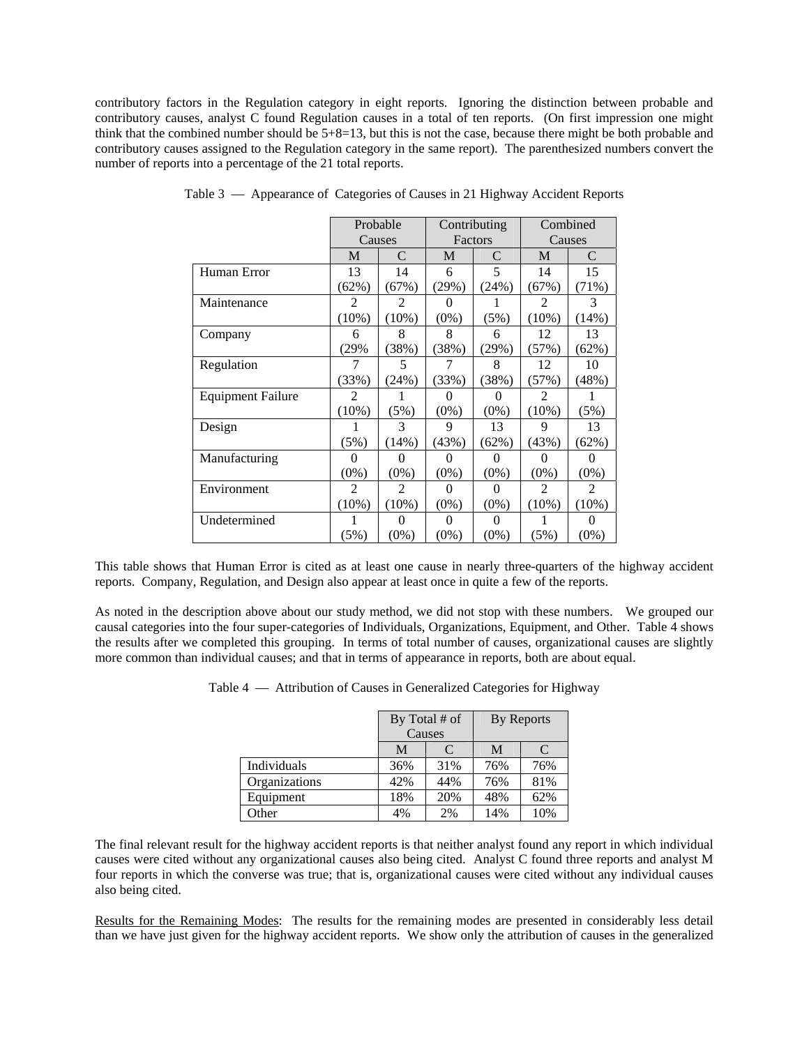contributory factors in the Regulation category in eight reports. Ignoring the distinction between probable and contributory causes, analyst C found Regulation causes in a total of ten reports. (On first impression one might think that the combined number should be 5+8=13, but this is not the case, because there might be both probable and contributory causes assigned to the Regulation category in the same report). The parenthesized numbers convert the number of reports into a percentage of the 21 total reports.

Table 3 — Appearance of Categories of Causes in 21 Highway Accident Reports

| | Probable Causes | | Contributing Factors | | Combined Causes | |
|---|---|---|---|---|---|---|
| | M | C | M | C | M | C |
| Human Error | 13 (62%) | 14 (67%) | 6 (29%) | 5 (24%) | 14 (67%) | 15 (71%) |
| Maintenance | 2 (10%) | 2 (10%) | 0 (0%) | 1 (5%) | 2 (10%) | 3 (14%) |
| Company | 6 (29% | 8 (38%) | 8 (38%) | 6 (29%) | 12 (57%) | 13 (62%) |
| Regulation | 7 (33%) | 5 (24%) | 7 (33%) | 8 (38%) | 12 (57%) | 10 (48%) |
| Equipment Failure | 2 (10%) | 1 (5%) | 0 (0%) | 0 (0%) | 2 (10%) | 1 (5%) |
| Design | 1 (5%) | 3 (14%) | 9 (43%) | 13 (62%) | 9 (43%) | 13 (62%) |
| Manufacturing | 0 (0%) | 0 (0%) | 0 (0%) | 0 (0%) | 0 (0%) | 0 (0%) |
| Environment | 2 (10%) | 2 (10%) | 0 (0%) | 0 (0%) | 2 (10%) | 2 (10%) |
| Undetermined | 1 (5%) | 0 (0%) | 0 (0%) | 0 (0%) | 1 (5%) | 0 (0%) |

This table shows that Human Error is cited as at least one cause in nearly three-quarters of the highway accident reports. Company, Regulation, and Design also appear at least once in quite a few of the reports.

As noted in the description above about our study method, we did not stop with these numbers. We grouped our causal categories into the four super-categories of Individuals, Organizations, Equipment, and Other. Table 4 shows the results after we completed this grouping. In terms of total number of causes, organizational causes are slightly more common than individual causes; and that in terms of appearance in reports, both are about equal.

Table 4 — Attribution of Causes in Generalized Categories for Highway

| | By Total # of Causes | | By Reports | |
|---|---|---|---|---|
| | M | C | M | C |
| Individuals | 36% | 31% | 76% | 76% |
| Organizations | 42% | 44% | 76% | 81% |
| Equipment | 18% | 20% | 48% | 62% |
| Other | 4% | 2% | 14% | 10% |

The final relevant result for the highway accident reports is that neither analyst found any report in which individual causes were cited without any organizational causes also being cited. Analyst C found three reports and analyst M four reports in which the converse was true; that is, organizational causes were cited without any individual causes also being cited.

Results for the Remaining Modes: The results for the remaining modes are presented in considerably less detail than we have just given for the highway accident reports. We show only the attribution of causes in the generalized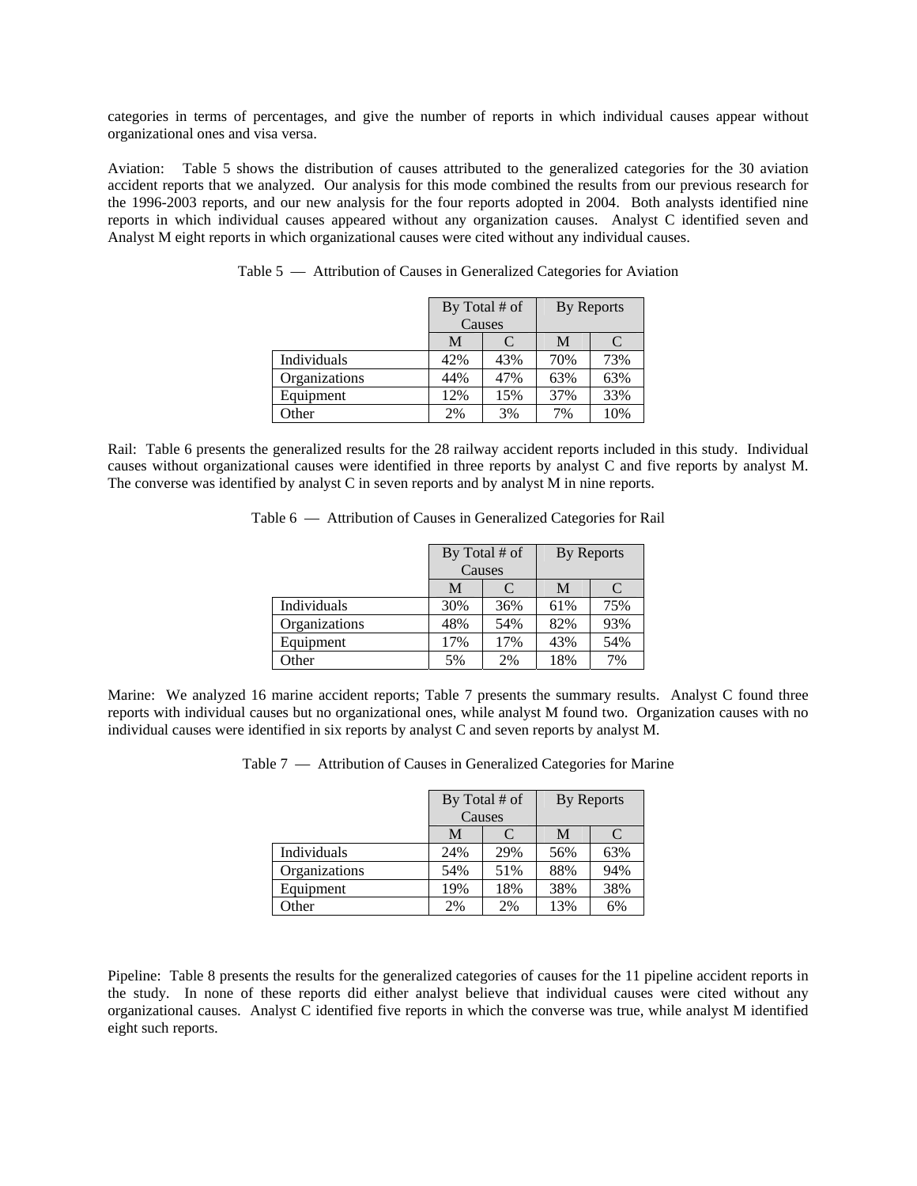categories in terms of percentages, and give the number of reports in which individual causes appear without organizational ones and visa versa.

Aviation: Table 5 shows the distribution of causes attributed to the generalized categories for the 30 aviation accident reports that we analyzed. Our analysis for this mode combined the results from our previous research for the 1996-2003 reports, and our new analysis for the four reports adopted in 2004. Both analysts identified nine reports in which individual causes appeared without any organization causes. Analyst C identified seven and Analyst M eight reports in which organizational causes were cited without any individual causes.

Table 5 — Attribution of Causes in Generalized Categories for Aviation

| | By Total # of Causes | | By Reports | |
|---|---|---|---|---|
| | M | C | M | C |
| Individuals | 42% | 43% | 70% | 73% |
| Organizations | 44% | 47% | 63% | 63% |
| Equipment | 12% | 15% | 37% | 33% |
| Other | 2% | 3% | 7% | 10% |

Rail: Table 6 presents the generalized results for the 28 railway accident reports included in this study. Individual causes without organizational causes were identified in three reports by analyst C and five reports by analyst M. The converse was identified by analyst C in seven reports and by analyst M in nine reports.

Table 6 — Attribution of Causes in Generalized Categories for Rail

| | By Total # of Causes | | By Reports | |
|---|---|---|---|---|
| | M | C | M | C |
| Individuals | 30% | 36% | 61% | 75% |
| Organizations | 48% | 54% | 82% | 93% |
| Equipment | 17% | 17% | 43% | 54% |
| Other | 5% | 2% | 18% | 7% |

Marine: We analyzed 16 marine accident reports; Table 7 presents the summary results. Analyst C found three reports with individual causes but no organizational ones, while analyst M found two. Organization causes with no individual causes were identified in six reports by analyst C and seven reports by analyst M.

Table 7 — Attribution of Causes in Generalized Categories for Marine

| | By Total # of Causes | | By Reports | |
|---|---|---|---|---|
| | M | C | M | C |
| Individuals | 24% | 29% | 56% | 63% |
| Organizations | 54% | 51% | 88% | 94% |
| Equipment | 19% | 18% | 38% | 38% |
| Other | 2% | 2% | 13% | 6% |

Pipeline: Table 8 presents the results for the generalized categories of causes for the 11 pipeline accident reports in the study. In none of these reports did either analyst believe that individual causes were cited without any organizational causes. Analyst C identified five reports in which the converse was true, while analyst M identified eight such reports.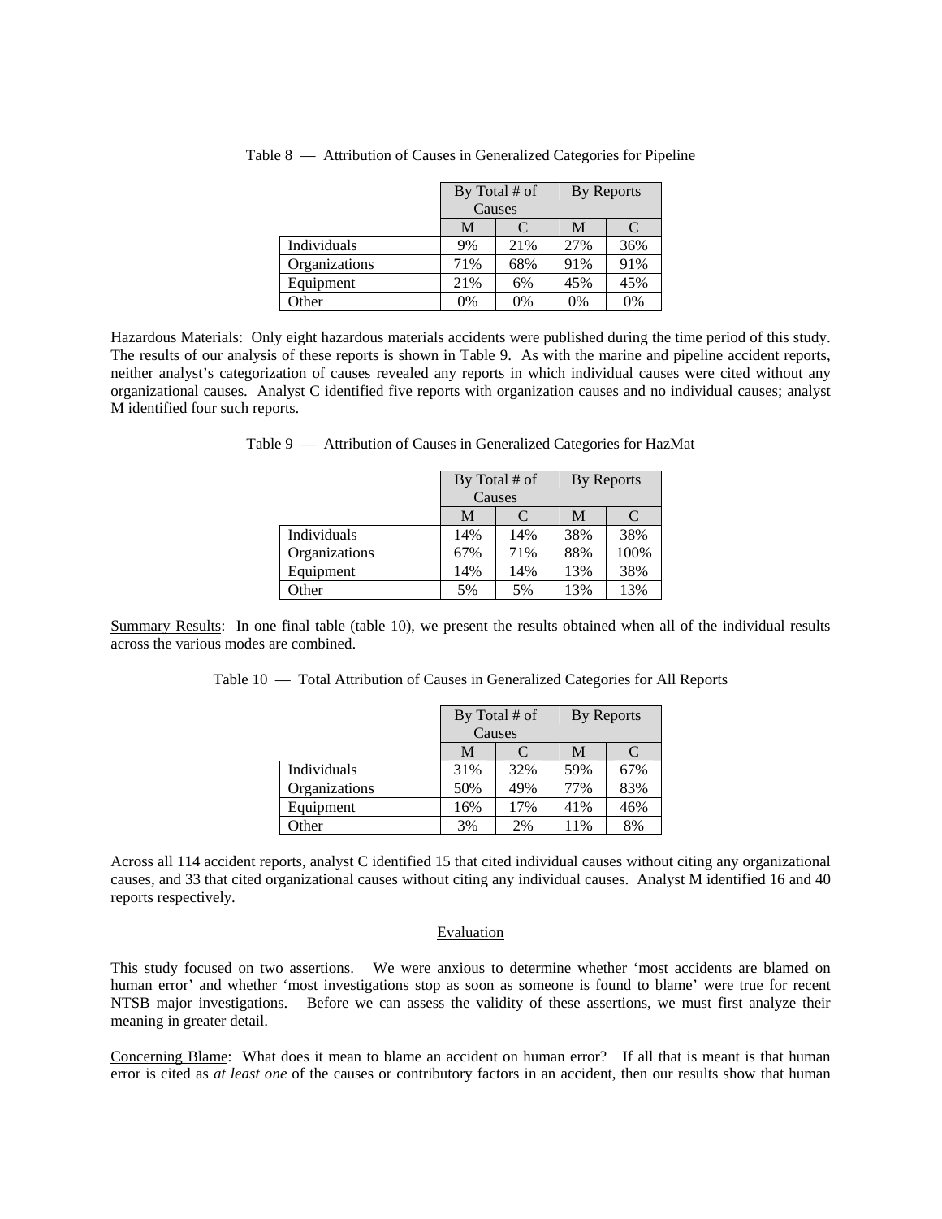Table 8 — Attribution of Causes in Generalized Categories for Pipeline

| | By Total # of Causes | | By Reports | |
|---|---|---|---|---|
| | M | C | M | C |
| Individuals | 9% | 21% | 27% | 36% |
| Organizations | 71% | 68% | 91% | 91% |
| Equipment | 21% | 6% | 45% | 45% |
| Other | 0% | 0% | 0% | 0% |

Hazardous Materials: Only eight hazardous materials accidents were published during the time period of this study. The results of our analysis of these reports is shown in Table 9. As with the marine and pipeline accident reports, neither analyst's categorization of causes revealed any reports in which individual causes were cited without any organizational causes. Analyst C identified five reports with organization causes and no individual causes; analyst M identified four such reports.

Table 9 — Attribution of Causes in Generalized Categories for HazMat

| | By Total # of Causes | | By Reports | |
|---|---|---|---|---|
| | M | C | M | C |
| Individuals | 14% | 14% | 38% | 38% |
| Organizations | 67% | 71% | 88% | 100% |
| Equipment | 14% | 14% | 13% | 38% |
| Other | 5% | 5% | 13% | 13% |

Summary Results: In one final table (table 10), we present the results obtained when all of the individual results across the various modes are combined.

Table 10 — Total Attribution of Causes in Generalized Categories for All Reports

| | By Total # of Causes | | By Reports | |
|---|---|---|---|---|
| | M | C | M | C |
| Individuals | 31% | 32% | 59% | 67% |
| Organizations | 50% | 49% | 77% | 83% |
| Equipment | 16% | 17% | 41% | 46% |
| Other | 3% | 2% | 11% | 8% |

Across all 114 accident reports, analyst C identified 15 that cited individual causes without citing any organizational causes, and 33 that cited organizational causes without citing any individual causes. Analyst M identified 16 and 40 reports respectively.

## Evaluation

This study focused on two assertions. We were anxious to determine whether 'most accidents are blamed on human error' and whether 'most investigations stop as soon as someone is found to blame' were true for recent NTSB major investigations. Before we can assess the validity of these assertions, we must first analyze their meaning in greater detail.

Concerning Blame: What does it mean to blame an accident on human error? If all that is meant is that human error is cited as *at least one* of the causes or contributory factors in an accident, then our results show that human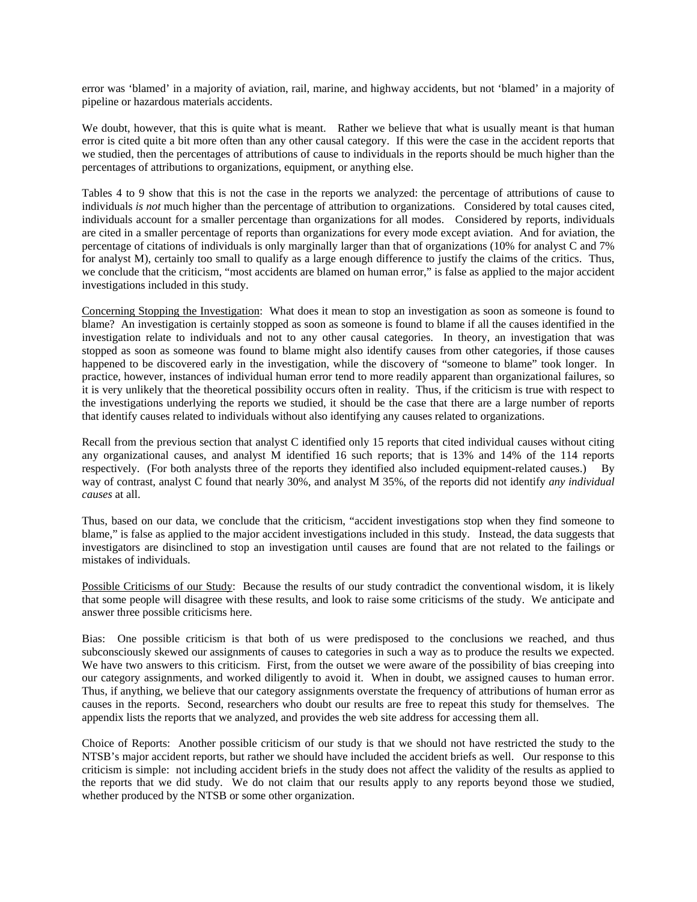error was 'blamed' in a majority of aviation, rail, marine, and highway accidents, but not 'blamed' in a majority of pipeline or hazardous materials accidents.

We doubt, however, that this is quite what is meant. Rather we believe that what is usually meant is that human error is cited quite a bit more often than any other causal category. If this were the case in the accident reports that we studied, then the percentages of attributions of cause to individuals in the reports should be much higher than the percentages of attributions to organizations, equipment, or anything else.

Tables 4 to 9 show that this is not the case in the reports we analyzed: the percentage of attributions of cause to individuals *is not* much higher than the percentage of attribution to organizations. Considered by total causes cited, individuals account for a smaller percentage than organizations for all modes. Considered by reports, individuals are cited in a smaller percentage of reports than organizations for every mode except aviation. And for aviation, the percentage of citations of individuals is only marginally larger than that of organizations (10% for analyst C and 7% for analyst M), certainly too small to qualify as a large enough difference to justify the claims of the critics. Thus, we conclude that the criticism, "most accidents are blamed on human error," is false as applied to the major accident investigations included in this study.

<u>Concerning Stopping the Investigation</u>: What does it mean to stop an investigation as soon as someone is found to blame? An investigation is certainly stopped as soon as someone is found to blame if all the causes identified in the investigation relate to individuals and not to any other causal categories. In theory, an investigation that was stopped as soon as someone was found to blame might also identify causes from other categories, if those causes happened to be discovered early in the investigation, while the discovery of "someone to blame" took longer. In practice, however, instances of individual human error tend to more readily apparent than organizational failures, so it is very unlikely that the theoretical possibility occurs often in reality. Thus, if the criticism is true with respect to the investigations underlying the reports we studied, it should be the case that there are a large number of reports that identify causes related to individuals without also identifying any causes related to organizations.

Recall from the previous section that analyst C identified only 15 reports that cited individual causes without citing any organizational causes, and analyst M identified 16 such reports; that is 13% and 14% of the 114 reports respectively. (For both analysts three of the reports they identified also included equipment-related causes.) By way of contrast, analyst C found that nearly 30%, and analyst M 35%, of the reports did not identify *any individual causes* at all.

Thus, based on our data, we conclude that the criticism, "accident investigations stop when they find someone to blame," is false as applied to the major accident investigations included in this study. Instead, the data suggests that investigators are disinclined to stop an investigation until causes are found that are not related to the failings or mistakes of individuals.

<u>Possible Criticisms of our Study</u>: Because the results of our study contradict the conventional wisdom, it is likely that some people will disagree with these results, and look to raise some criticisms of the study. We anticipate and answer three possible criticisms here.

Bias: One possible criticism is that both of us were predisposed to the conclusions we reached, and thus subconsciously skewed our assignments of causes to categories in such a way as to produce the results we expected. We have two answers to this criticism. First, from the outset we were aware of the possibility of bias creeping into our category assignments, and worked diligently to avoid it. When in doubt, we assigned causes to human error. Thus, if anything, we believe that our category assignments overstate the frequency of attributions of human error as causes in the reports. Second, researchers who doubt our results are free to repeat this study for themselves. The appendix lists the reports that we analyzed, and provides the web site address for accessing them all.

Choice of Reports: Another possible criticism of our study is that we should not have restricted the study to the NTSB's major accident reports, but rather we should have included the accident briefs as well. Our response to this criticism is simple: not including accident briefs in the study does not affect the validity of the results as applied to the reports that we did study. We do not claim that our results apply to any reports beyond those we studied, whether produced by the NTSB or some other organization.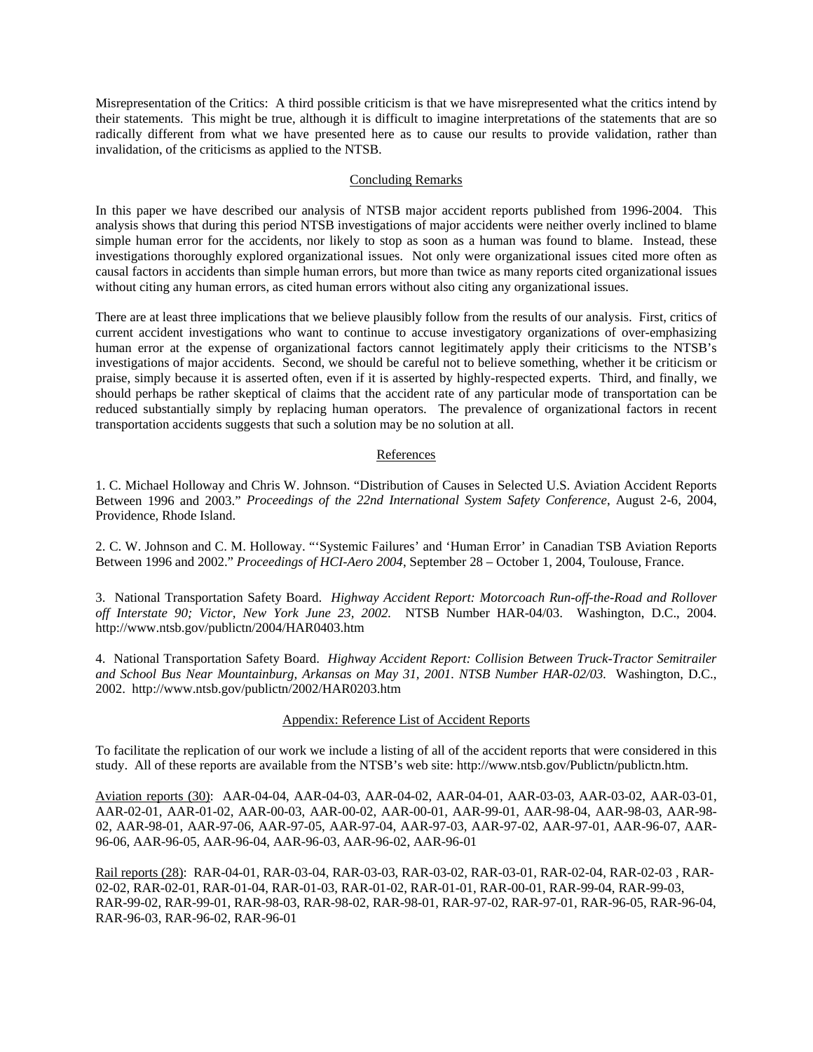Misrepresentation of the Critics: A third possible criticism is that we have misrepresented what the critics intend by their statements. This might be true, although it is difficult to imagine interpretations of the statements that are so radically different from what we have presented here as to cause our results to provide validation, rather than invalidation, of the criticisms as applied to the NTSB.

## Concluding Remarks

In this paper we have described our analysis of NTSB major accident reports published from 1996-2004. This analysis shows that during this period NTSB investigations of major accidents were neither overly inclined to blame simple human error for the accidents, nor likely to stop as soon as a human was found to blame. Instead, these investigations thoroughly explored organizational issues. Not only were organizational issues cited more often as causal factors in accidents than simple human errors, but more than twice as many reports cited organizational issues without citing any human errors, as cited human errors without also citing any organizational issues.

There are at least three implications that we believe plausibly follow from the results of our analysis. First, critics of current accident investigations who want to continue to accuse investigatory organizations of over-emphasizing human error at the expense of organizational factors cannot legitimately apply their criticisms to the NTSB's investigations of major accidents. Second, we should be careful not to believe something, whether it be criticism or praise, simply because it is asserted often, even if it is asserted by highly-respected experts. Third, and finally, we should perhaps be rather skeptical of claims that the accident rate of any particular mode of transportation can be reduced substantially simply by replacing human operators. The prevalence of organizational factors in recent transportation accidents suggests that such a solution may be no solution at all.

## References

1. C. Michael Holloway and Chris W. Johnson. "Distribution of Causes in Selected U.S. Aviation Accident Reports Between 1996 and 2003." *Proceedings of the 22nd International System Safety Conference*, August 2-6, 2004, Providence, Rhode Island.

2. C. W. Johnson and C. M. Holloway. "'Systemic Failures' and 'Human Error' in Canadian TSB Aviation Reports Between 1996 and 2002." *Proceedings of HCI-Aero 2004*, September 28 – October 1, 2004, Toulouse, France.

3. National Transportation Safety Board. *Highway Accident Report: Motorcoach Run-off-the-Road and Rollover off Interstate 90; Victor, New York June 23, 2002.* NTSB Number HAR-04/03. Washington, D.C., 2004. http://www.ntsb.gov/publictn/2004/HAR0403.htm

4. National Transportation Safety Board. *Highway Accident Report: Collision Between Truck-Tractor Semitrailer and School Bus Near Mountainburg, Arkansas on May 31, 2001. NTSB Number HAR-02/03.* Washington, D.C., 2002. http://www.ntsb.gov/publictn/2002/HAR0203.htm

## Appendix: Reference List of Accident Reports

To facilitate the replication of our work we include a listing of all of the accident reports that were considered in this study. All of these reports are available from the NTSB's web site: http://www.ntsb.gov/Publictn/publictn.htm.

Aviation reports (30): AAR-04-04, AAR-04-03, AAR-04-02, AAR-04-01, AAR-03-03, AAR-03-02, AAR-03-01, AAR-02-01, AAR-01-02, AAR-00-03, AAR-00-02, AAR-00-01, AAR-99-01, AAR-98-04, AAR-98-03, AAR-98-02, AAR-98-01, AAR-97-06, AAR-97-05, AAR-97-04, AAR-97-03, AAR-97-02, AAR-97-01, AAR-96-07, AAR-96-06, AAR-96-05, AAR-96-04, AAR-96-03, AAR-96-02, AAR-96-01

Rail reports (28): RAR-04-01, RAR-03-04, RAR-03-03, RAR-03-02, RAR-03-01, RAR-02-04, RAR-02-03 , RAR-02-02, RAR-02-01, RAR-01-04, RAR-01-03, RAR-01-02, RAR-01-01, RAR-00-01, RAR-99-04, RAR-99-03, RAR-99-02, RAR-99-01, RAR-98-03, RAR-98-02, RAR-98-01, RAR-97-02, RAR-97-01, RAR-96-05, RAR-96-04, RAR-96-03, RAR-96-02, RAR-96-01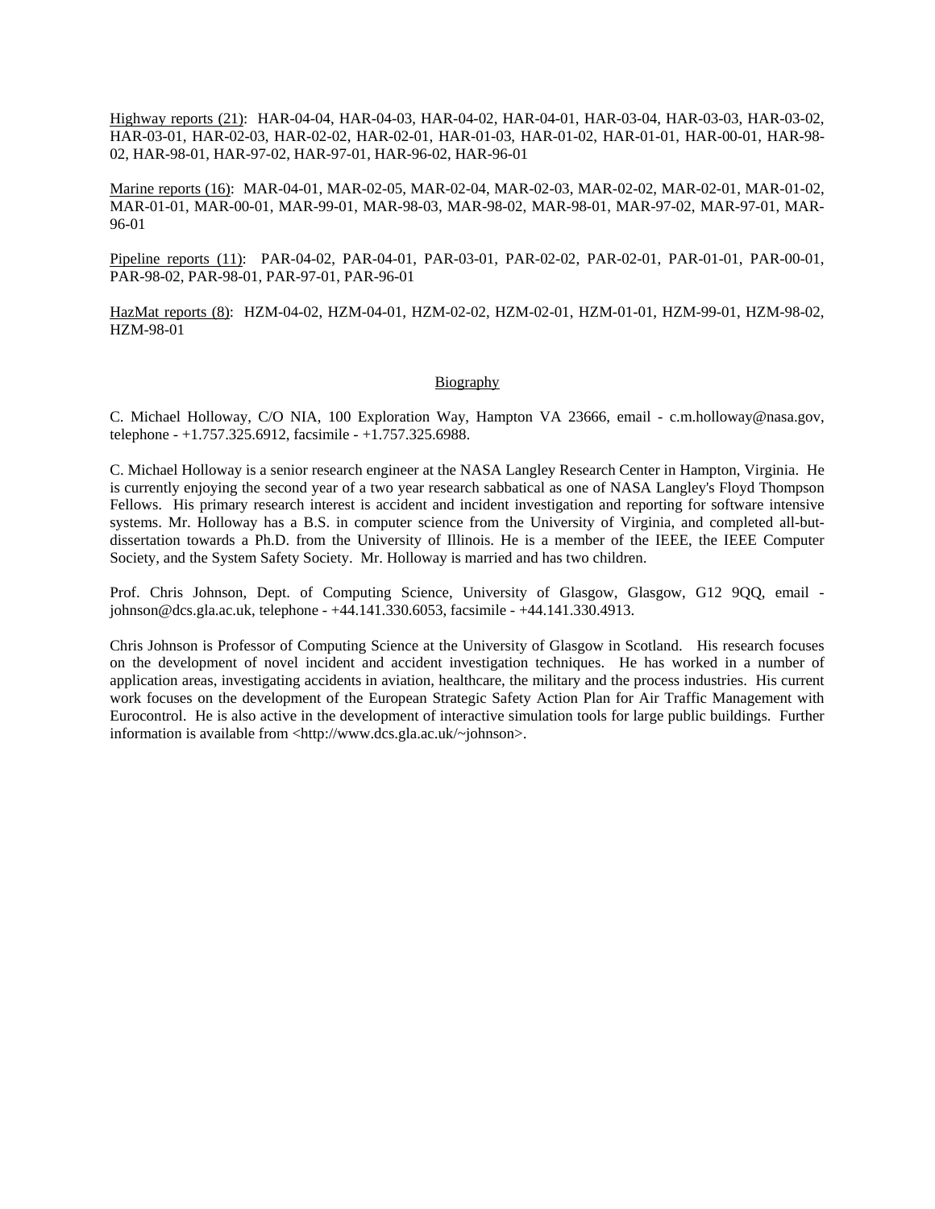Highway reports (21): HAR-04-04, HAR-04-03, HAR-04-02, HAR-04-01, HAR-03-04, HAR-03-03, HAR-03-02, HAR-03-01, HAR-02-03, HAR-02-02, HAR-02-01, HAR-01-03, HAR-01-02, HAR-01-01, HAR-00-01, HAR-98-02, HAR-98-01, HAR-97-02, HAR-97-01, HAR-96-02, HAR-96-01

Marine reports (16): MAR-04-01, MAR-02-05, MAR-02-04, MAR-02-03, MAR-02-02, MAR-02-01, MAR-01-02, MAR-01-01, MAR-00-01, MAR-99-01, MAR-98-03, MAR-98-02, MAR-98-01, MAR-97-02, MAR-97-01, MAR-96-01

Pipeline reports (11): PAR-04-02, PAR-04-01, PAR-03-01, PAR-02-02, PAR-02-01, PAR-01-01, PAR-00-01, PAR-98-02, PAR-98-01, PAR-97-01, PAR-96-01

HazMat reports (8): HZM-04-02, HZM-04-01, HZM-02-02, HZM-02-01, HZM-01-01, HZM-99-01, HZM-98-02, HZM-98-01

## Biography

C. Michael Holloway, C/O NIA, 100 Exploration Way, Hampton VA 23666, email - c.m.holloway@nasa.gov, telephone - +1.757.325.6912, facsimile - +1.757.325.6988.

C. Michael Holloway is a senior research engineer at the NASA Langley Research Center in Hampton, Virginia. He is currently enjoying the second year of a two year research sabbatical as one of NASA Langley's Floyd Thompson Fellows. His primary research interest is accident and incident investigation and reporting for software intensive systems. Mr. Holloway has a B.S. in computer science from the University of Virginia, and completed all-but-dissertation towards a Ph.D. from the University of Illinois. He is a member of the IEEE, the IEEE Computer Society, and the System Safety Society. Mr. Holloway is married and has two children.

Prof. Chris Johnson, Dept. of Computing Science, University of Glasgow, Glasgow, G12 9QQ, email - johnson@dcs.gla.ac.uk, telephone - +44.141.330.6053, facsimile - +44.141.330.4913.

Chris Johnson is Professor of Computing Science at the University of Glasgow in Scotland. His research focuses on the development of novel incident and accident investigation techniques. He has worked in a number of application areas, investigating accidents in aviation, healthcare, the military and the process industries. His current work focuses on the development of the European Strategic Safety Action Plan for Air Traffic Management with Eurocontrol. He is also active in the development of interactive simulation tools for large public buildings. Further information is available from <http://www.dcs.gla.ac.uk/~johnson>.